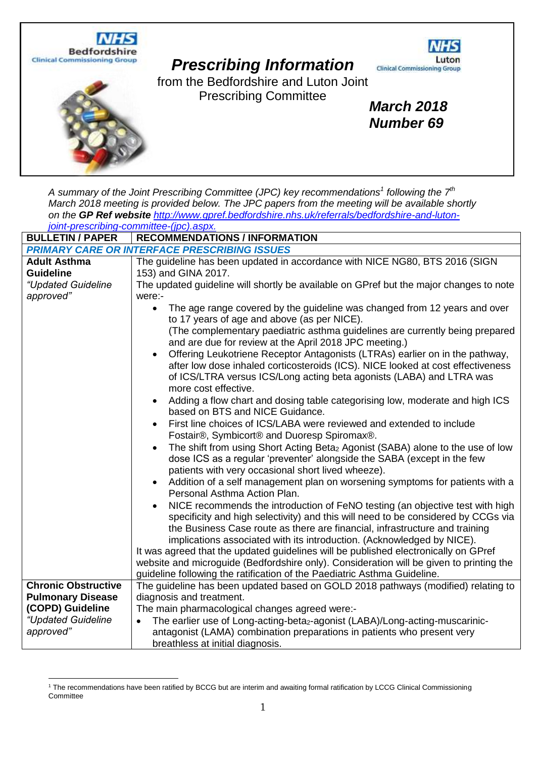# Prescribing Information

from the Bedfordshire and Luton Joint Prescribing Committee

**March 2018**
**Number 69**

*A summary of the Joint Prescribing Committee (JPC) key recommendations[1] following the 7th March 2018 meeting is provided below. The JPC papers from the meeting will be available shortly on the* ***GP Ref website*** *[http://www.gpref.bedfordshire.nhs.uk/referrals/bedfordshire-and-luton-joint-prescribing-committee-(jpc).aspx.](http://www.gpref.bedfordshire.nhs.uk/referrals/bedfordshire-and-luton-joint-prescribing-committee-(jpc).aspx)*

| BULLETIN / PAPER | RECOMMENDATIONS / INFORMATION |
|---|---|
| ***PRIMARY CARE OR INTERFACE PRESCRIBING ISSUES*** | |
| **Adult Asthma Guideline** *"Updated Guideline approved"* | The guideline has been updated in accordance with NICE NG80, BTS 2016 (SIGN 153) and GINA 2017. The updated guideline will shortly be available on GPref but the major changes to note were:- <br>• The age range covered by the guideline was changed from 12 years and over to 17 years of age and above (as per NICE). (The complementary paediatric asthma guidelines are currently being prepared and are due for review at the April 2018 JPC meeting.) <br>• Offering Leukotriene Receptor Antagonists (LTRAs) earlier on in the pathway, after low dose inhaled corticosteroids (ICS). NICE looked at cost effectiveness of ICS/LTRA versus ICS/Long acting beta agonists (LABA) and LTRA was more cost effective. <br>• Adding a flow chart and dosing table categorising low, moderate and high ICS based on BTS and NICE Guidance. <br>• First line choices of ICS/LABA were reviewed and extended to include Fostair®, Symbicort® and Duoresp Spiromax®. <br>• The shift from using Short Acting Beta$_2$ Agonist (SABA) alone to the use of low dose ICS as a regular 'preventer' alongside the SABA (except in the few patients with very occasional short lived wheeze). <br>• Addition of a self management plan on worsening symptoms for patients with a Personal Asthma Action Plan. <br>• NICE recommends the introduction of FeNO testing (an objective test with high specificity and high selectivity) and this will need to be considered by CCGs via the Business Case route as there are financial, infrastructure and training implications associated with its introduction. (Acknowledged by NICE). <br>It was agreed that the updated guidelines will be published electronically on GPref website and microguide (Bedfordshire only). Consideration will be given to printing the guideline following the ratification of the Paediatric Asthma Guideline. |
| **Chronic Obstructive Pulmonary Disease (COPD) Guideline** *"Updated Guideline approved"* | The guideline has been updated based on GOLD 2018 pathways (modified) relating to diagnosis and treatment. The main pharmacological changes agreed were:- <br>• The earlier use of Long-acting-beta$_2$-agonist (LABA)/Long-acting-muscarinic-antagonist (LAMA) combination preparations in patients who present very breathless at initial diagnosis. |

[1] The recommendations have been ratified by BCCG but are interim and awaiting formal ratification by LCCG Clinical Commissioning Committee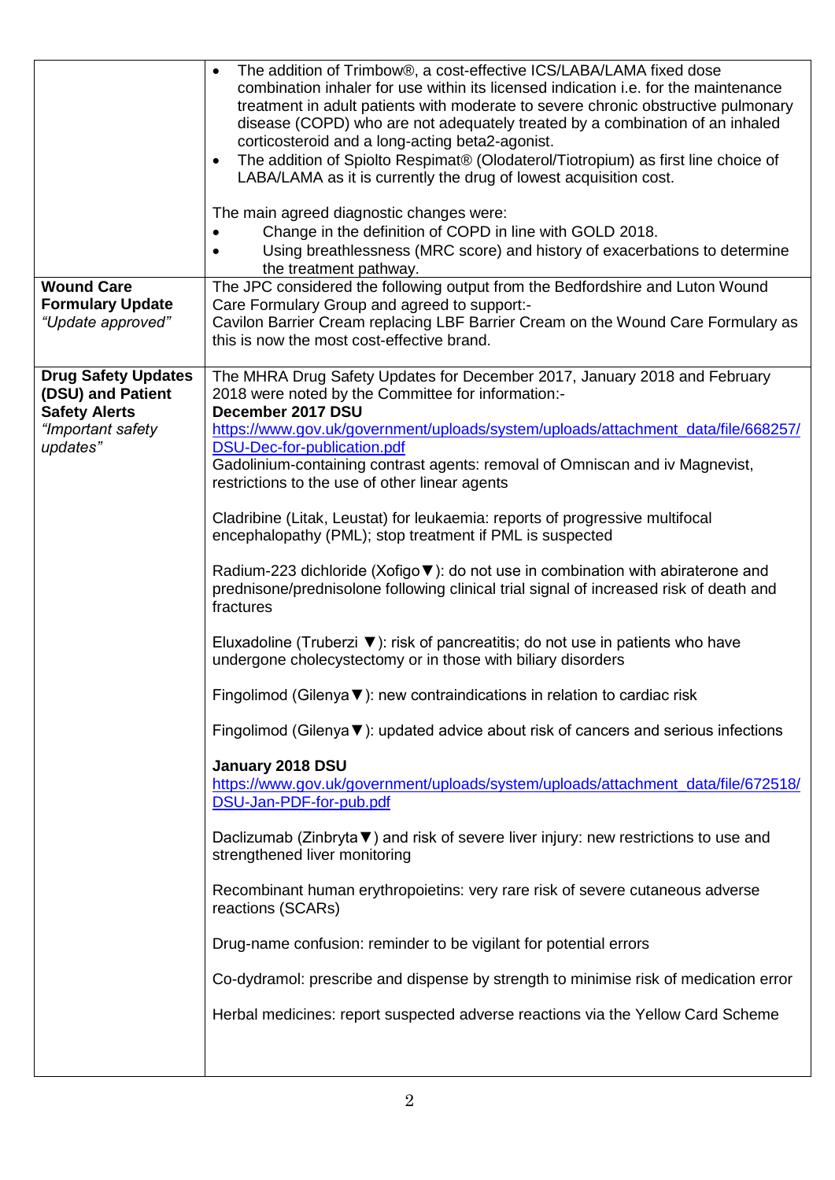| | |
|---|---|
| | • The addition of Trimbow®, a cost-effective ICS/LABA/LAMA fixed dose combination inhaler for use within its licensed indication i.e. for the maintenance treatment in adult patients with moderate to severe chronic obstructive pulmonary disease (COPD) who are not adequately treated by a combination of an inhaled corticosteroid and a long-acting beta2-agonist.<br>• The addition of Spiolto Respimat® (Olodaterol/Tiotropium) as first line choice of LABA/LAMA as it is currently the drug of lowest acquisition cost.<br><br>The main agreed diagnostic changes were:<br>• Change in the definition of COPD in line with GOLD 2018.<br>• Using breathlessness (MRC score) and history of exacerbations to determine the treatment pathway. |
| **Wound Care Formulary Update**<br>*"Update approved"* | The JPC considered the following output from the Bedfordshire and Luton Wound Care Formulary Group and agreed to support:-<br>Cavilon Barrier Cream replacing LBF Barrier Cream on the Wound Care Formulary as this is now the most cost-effective brand. |
| **Drug Safety Updates (DSU) and Patient Safety Alerts**<br>*"Important safety updates"* | The MHRA Drug Safety Updates for December 2017, January 2018 and February 2018 were noted by the Committee for information:-<br>**December 2017 DSU**<br>https://www.gov.uk/government/uploads/system/uploads/attachment_data/file/668257/DSU-Dec-for-publication.pdf<br>Gadolinium-containing contrast agents: removal of Omniscan and iv Magnevist, restrictions to the use of other linear agents<br><br>Cladribine (Litak, Leustat) for leukaemia: reports of progressive multifocal encephalopathy (PML); stop treatment if PML is suspected<br><br>Radium-223 dichloride (Xofigo▼): do not use in combination with abiraterone and prednisone/prednisolone following clinical trial signal of increased risk of death and fractures<br><br>Eluxadoline (Truberzi ▼): risk of pancreatitis; do not use in patients who have undergone cholecystectomy or in those with biliary disorders<br><br>Fingolimod (Gilenya▼): new contraindications in relation to cardiac risk<br><br>Fingolimod (Gilenya▼): updated advice about risk of cancers and serious infections<br><br>**January 2018 DSU**<br>https://www.gov.uk/government/uploads/system/uploads/attachment_data/file/672518/DSU-Jan-PDF-for-pub.pdf<br><br>Daclizumab (Zinbryta▼) and risk of severe liver injury: new restrictions to use and strengthened liver monitoring<br><br>Recombinant human erythropoietins: very rare risk of severe cutaneous adverse reactions (SCARs)<br><br>Drug-name confusion: reminder to be vigilant for potential errors<br><br>Co-dydramol: prescribe and dispense by strength to minimise risk of medication error<br><br>Herbal medicines: report suspected adverse reactions via the Yellow Card Scheme |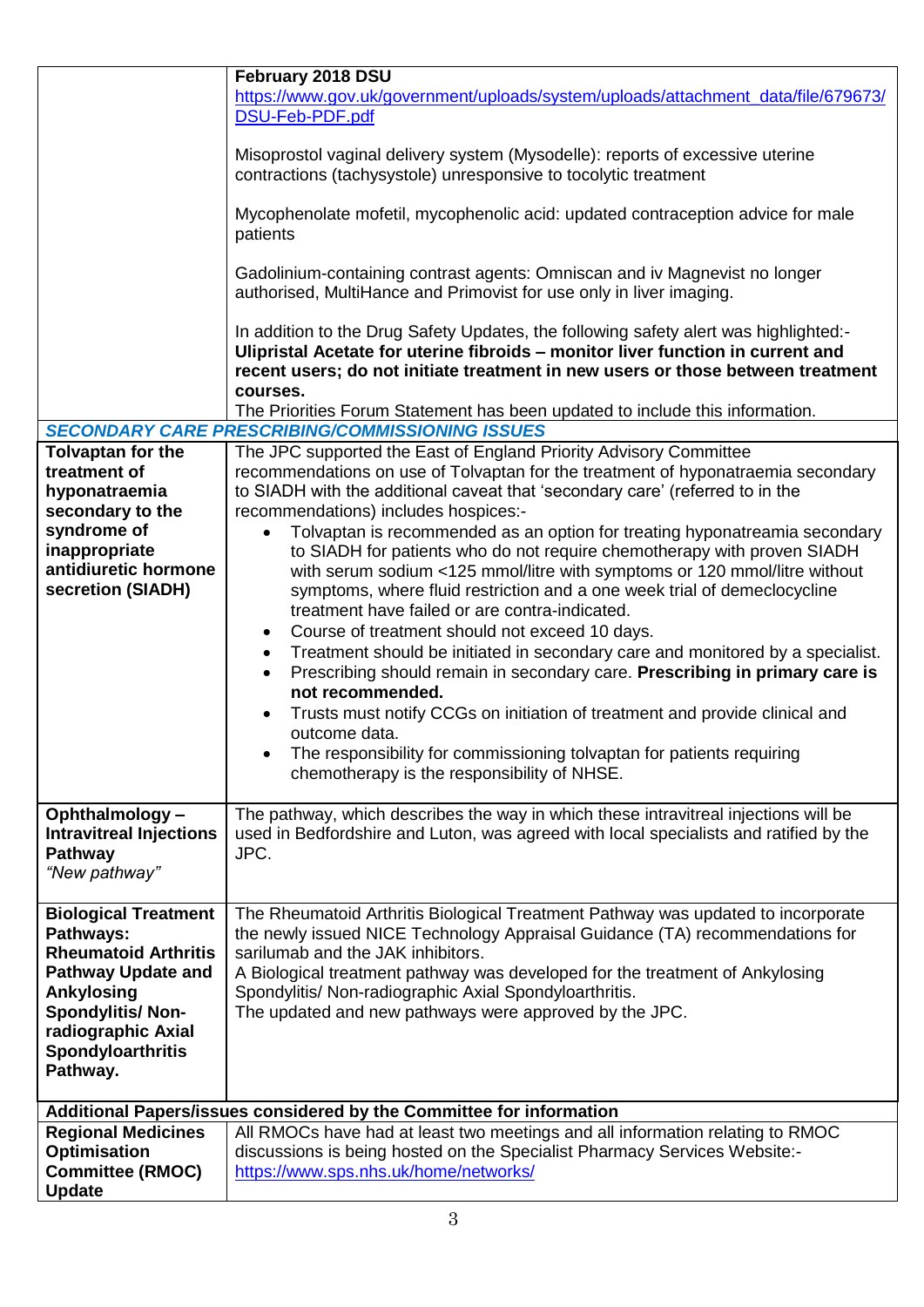| | |
|---|---|
| | **February 2018 DSU**<br>https://www.gov.uk/government/uploads/system/uploads/attachment_data/file/679673/DSU-Feb-PDF.pdf<br><br>Misoprostol vaginal delivery system (Mysodelle): reports of excessive uterine contractions (tachysystole) unresponsive to tocolytic treatment<br><br>Mycophenolate mofetil, mycophenolic acid: updated contraception advice for male patients<br><br>Gadolinium-containing contrast agents: Omniscan and iv Magnevist no longer authorised, MultiHance and Primovist for use only in liver imaging.<br><br>In addition to the Drug Safety Updates, the following safety alert was highlighted:-<br>**Ulipristal Acetate for uterine fibroids – monitor liver function in current and recent users; do not initiate treatment in new users or those between treatment courses.**<br>The Priorities Forum Statement has been updated to include this information. |
| ***SECONDARY CARE PRESCRIBING/COMMISSIONING ISSUES*** | |
| **Tolvaptan for the treatment of hyponatraemia secondary to the syndrome of inappropriate antidiuretic hormone secretion (SIADH)** | The JPC supported the East of England Priority Advisory Committee recommendations on use of Tolvaptan for the treatment of hyponatraemia secondary to SIADH with the additional caveat that 'secondary care' (referred to in the recommendations) includes hospices:-<br>• Tolvaptan is recommended as an option for treating hyponatreamia secondary to SIADH for patients who do not require chemotherapy with proven SIADH with serum sodium <125 mmol/litre with symptoms or 120 mmol/litre without symptoms, where fluid restriction and a one week trial of demeclocycline treatment have failed or are contra-indicated.<br>• Course of treatment should not exceed 10 days.<br>• Treatment should be initiated in secondary care and monitored by a specialist.<br>• Prescribing should remain in secondary care. **Prescribing in primary care is not recommended.**<br>• Trusts must notify CCGs on initiation of treatment and provide clinical and outcome data.<br>• The responsibility for commissioning tolvaptan for patients requiring chemotherapy is the responsibility of NHSE. |
| **Ophthalmology – Intravitreal Injections Pathway**<br>*"New pathway"* | The pathway, which describes the way in which these intravitreal injections will be used in Bedfordshire and Luton, was agreed with local specialists and ratified by the JPC. |
| **Biological Treatment Pathways: Rheumatoid Arthritis Pathway Update and Ankylosing Spondylitis/ Non-radiographic Axial Spondyloarthritis Pathway.** | The Rheumatoid Arthritis Biological Treatment Pathway was updated to incorporate the newly issued NICE Technology Appraisal Guidance (TA) recommendations for sarilumab and the JAK inhibitors.<br>A Biological treatment pathway was developed for the treatment of Ankylosing Spondylitis/ Non-radiographic Axial Spondyloarthritis.<br>The updated and new pathways were approved by the JPC. |
| **Additional Papers/issues considered by the Committee for information** | |
| **Regional Medicines Optimisation Committee (RMOC) Update** | All RMOCs have had at least two meetings and all information relating to RMOC discussions is being hosted on the Specialist Pharmacy Services Website:-<br>https://www.sps.nhs.uk/home/networks/ |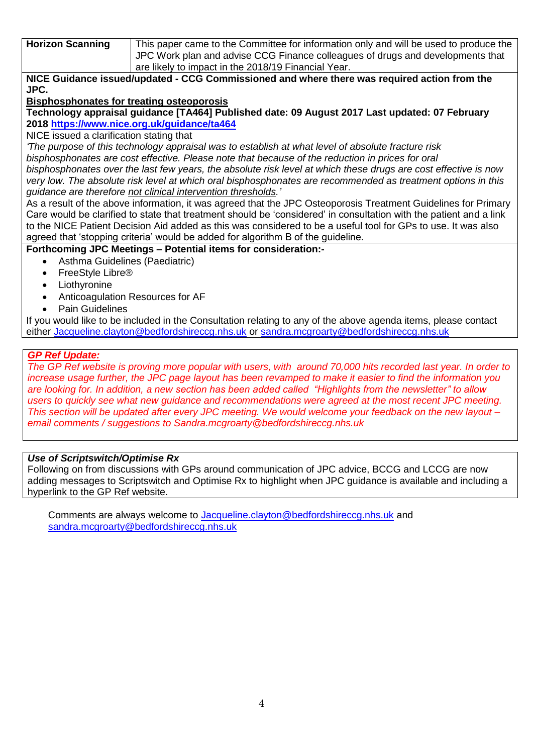| | |
|---|---|
| **Horizon Scanning** | This paper came to the Committee for information only and will be used to produce the JPC Work plan and advise CCG Finance colleagues of drugs and developments that are likely to impact in the 2018/19 Financial Year. |

**NICE Guidance issued/updated - CCG Commissioned and where there was required action from the JPC.**

**Bisphosphonates for treating osteoporosis**

**Technology appraisal guidance [TA464] Published date: 09 August 2017 Last updated: 07 February 2018 https://www.nice.org.uk/guidance/ta464**

NICE issued a clarification stating that

*'The purpose of this technology appraisal was to establish at what level of absolute fracture risk bisphosphonates are cost effective. Please note that because of the reduction in prices for oral bisphosphonates over the last few years, the absolute risk level at which these drugs are cost effective is now very low. The absolute risk level at which oral bisphosphonates are recommended as treatment options in this guidance are therefore not clinical intervention thresholds.'*

As a result of the above information, it was agreed that the JPC Osteoporosis Treatment Guidelines for Primary Care would be clarified to state that treatment should be 'considered' in consultation with the patient and a link to the NICE Patient Decision Aid added as this was considered to be a useful tool for GPs to use. It was also agreed that 'stopping criteria' would be added for algorithm B of the guideline.

**Forthcoming JPC Meetings – Potential items for consideration:-**

- Asthma Guidelines (Paediatric)
- FreeStyle Libre®
- Liothyronine
- Anticoagulation Resources for AF
- Pain Guidelines

If you would like to be included in the Consultation relating to any of the above agenda items, please contact either Jacqueline.clayton@bedfordshireccg.nhs.uk or sandra.mcgroarty@bedfordshireccg.nhs.uk

***GP Ref Update:***

*The GP Ref website is proving more popular with users, with around 70,000 hits recorded last year. In order to increase usage further, the JPC page layout has been revamped to make it easier to find the information you are looking for. In addition, a new section has been added called "Highlights from the newsletter" to allow users to quickly see what new guidance and recommendations were agreed at the most recent JPC meeting. This section will be updated after every JPC meeting. We would welcome your feedback on the new layout – email comments / suggestions to Sandra.mcgroarty@bedfordshireccg.nhs.uk*

***Use of Scriptswitch/Optimise Rx***

Following on from discussions with GPs around communication of JPC advice, BCCG and LCCG are now adding messages to Scriptswitch and Optimise Rx to highlight when JPC guidance is available and including a hyperlink to the GP Ref website.

Comments are always welcome to Jacqueline.clayton@bedfordshireccg.nhs.uk and sandra.mcgroarty@bedfordshireccg.nhs.uk